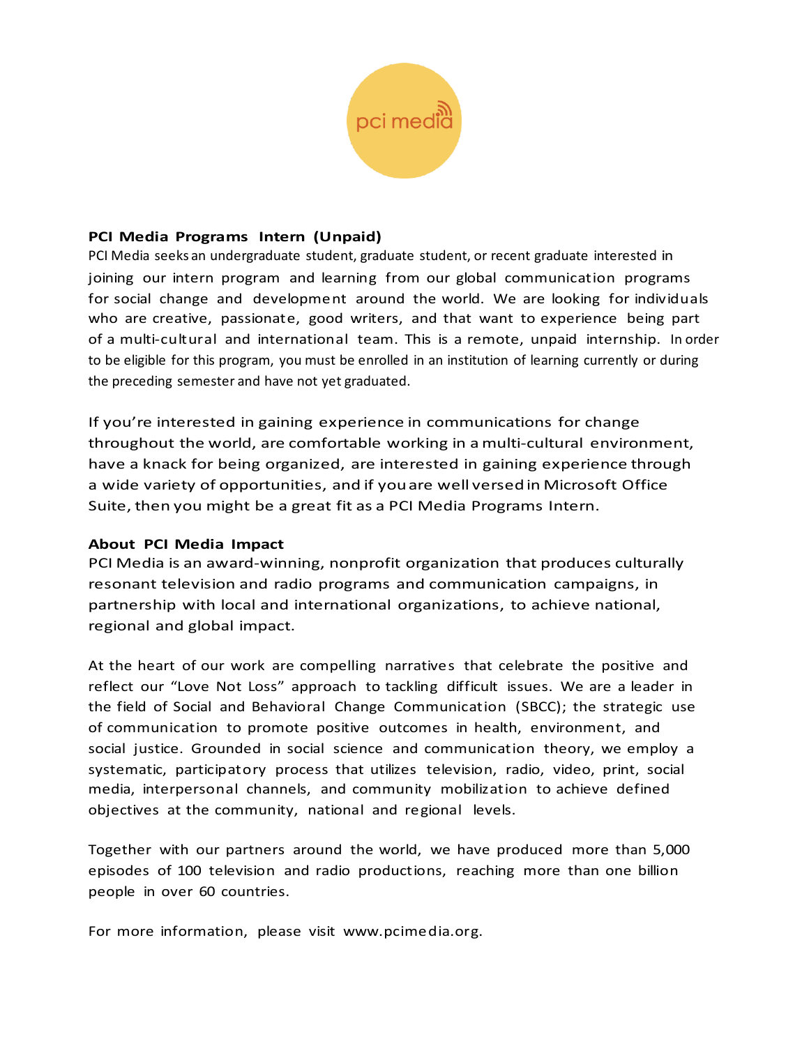**PCI Media Programs Intern (Unpaid)**

PCI Media seeks an undergraduate student, graduate student, or recent graduate interested in joining our intern program and learning from our global communication programs for social change and development around the world. We are looking for individuals who are creative, passionate, good writers, and that want to experience being part of a multi-cultural and international team. This is a remote, unpaid internship. In order to be eligible for this program, you must be enrolled in an institution of learning currently or during the preceding semester and have not yet graduated.

If you're interested in gaining experience in communications for change throughout the world, are comfortable working in a multi-cultural environment, have a knack for being organized, are interested in gaining experience through a wide variety of opportunities, and if you are well versed in Microsoft Office Suite, then you might be a great fit as a PCI Media Programs Intern.

**About PCI Media Impact**

PCI Media is an award-winning, nonprofit organization that produces culturally resonant television and radio programs and communication campaigns, in partnership with local and international organizations, to achieve national, regional and global impact.

At the heart of our work are compelling narratives that celebrate the positive and reflect our "Love Not Loss" approach to tackling difficult issues. We are a leader in the field of Social and Behavioral Change Communication (SBCC); the strategic use of communication to promote positive outcomes in health, environment, and social justice. Grounded in social science and communication theory, we employ a systematic, participatory process that utilizes television, radio, video, print, social media, interpersonal channels, and community mobilization to achieve defined objectives at the community, national and regional levels.

Together with our partners around the world, we have produced more than 5,000 episodes of 100 television and radio productions, reaching more than one billion people in over 60 countries.

For more information, please visit www.pcimedia.org.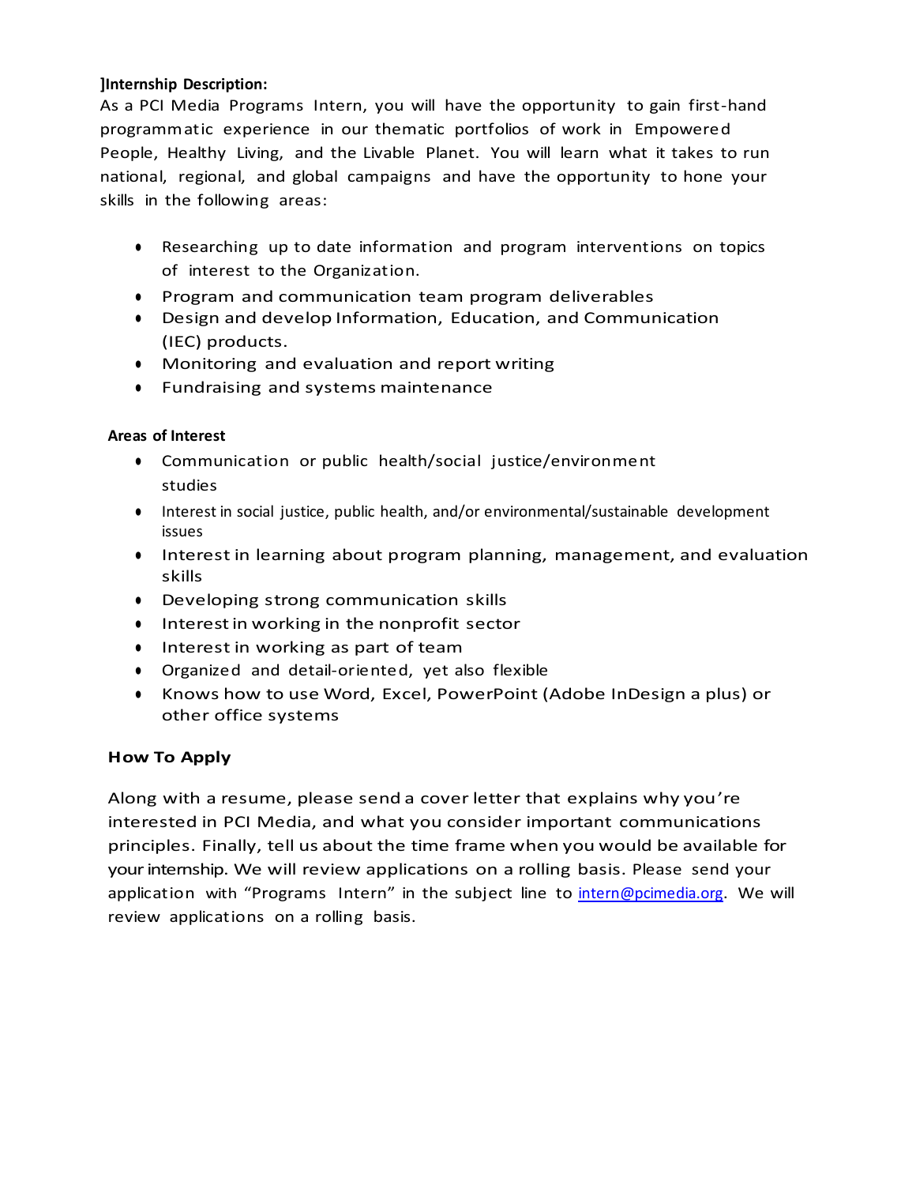**]Internship Description:**

As a PCI Media Programs Intern, you will have the opportunity to gain first-hand programmatic experience in our thematic portfolios of work in Empowered People, Healthy Living, and the Livable Planet. You will learn what it takes to run national, regional, and global campaigns and have the opportunity to hone your skills in the following areas:

- Researching up to date information and program interventions on topics of interest to the Organization.
- Program and communication team program deliverables
- Design and develop Information, Education, and Communication (IEC) products.
- Monitoring and evaluation and report writing
- Fundraising and systems maintenance

**Areas of Interest**

- Communication or public health/social justice/environment studies
- Interest in social justice, public health, and/or environmental/sustainable development issues
- Interest in learning about program planning, management, and evaluation skills
- Developing strong communication skills
- Interest in working in the nonprofit sector
- Interest in working as part of team
- Organized and detail-oriented, yet also flexible
- Knows how to use Word, Excel, PowerPoint (Adobe InDesign a plus) or other office systems

**How To Apply**

Along with a resume, please send a cover letter that explains why you're interested in PCI Media, and what you consider important communications principles. Finally, tell us about the time frame when you would be available for your internship. We will review applications on a rolling basis. Please send your application with "Programs Intern" in the subject line to intern@pcimedia.org. We will review applications on a rolling basis.